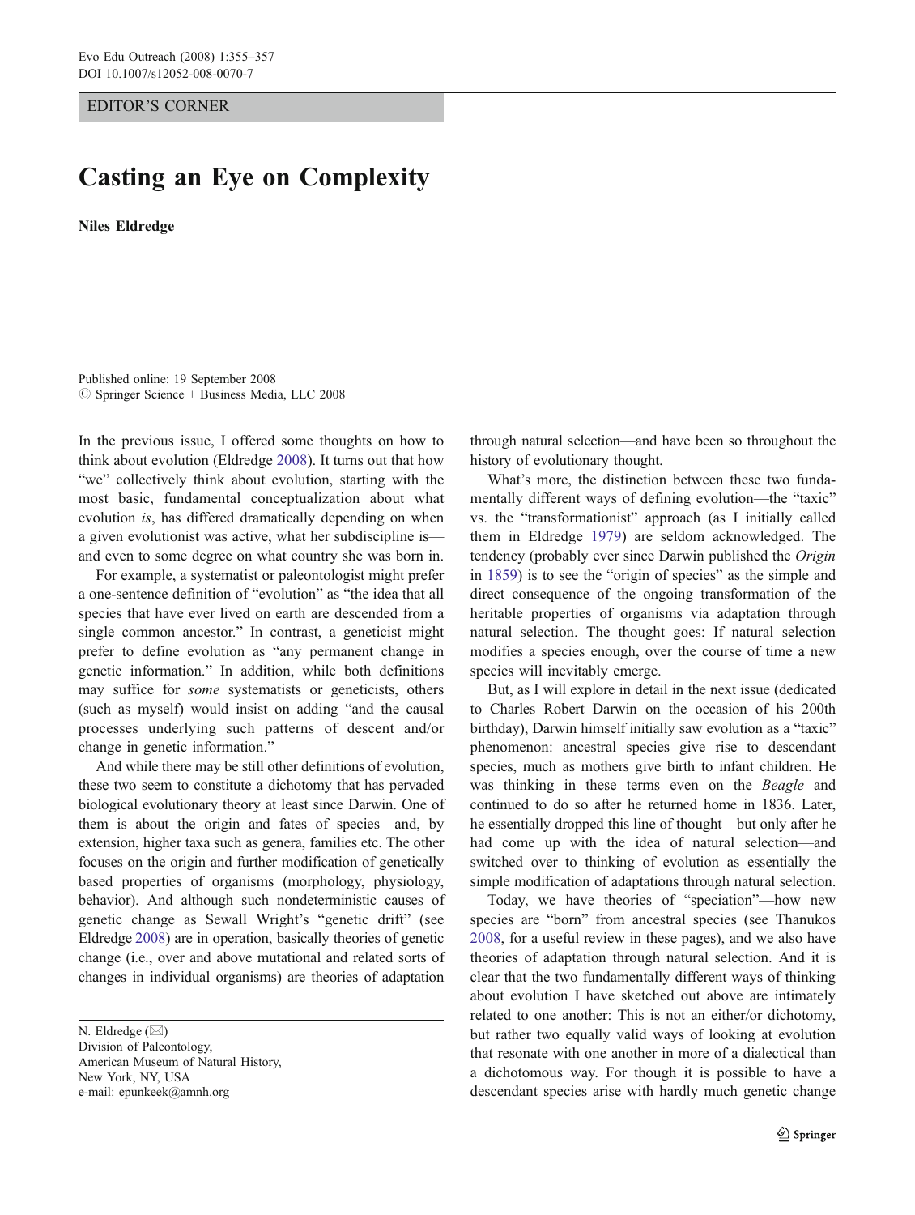EDITOR'S CORNER

# Casting an Eye on Complexity

**Niles Eldredge**

Published online: 19 September 2008
© Springer Science + Business Media, LLC 2008

In the previous issue, I offered some thoughts on how to think about evolution (Eldredge 2008). It turns out that how "we" collectively think about evolution, starting with the most basic, fundamental conceptualization about what evolution *is*, has differed dramatically depending on when a given evolutionist was active, what her subdiscipline is—and even to some degree on what country she was born in.

For example, a systematist or paleontologist might prefer a one-sentence definition of "evolution" as "the idea that all species that have ever lived on earth are descended from a single common ancestor." In contrast, a geneticist might prefer to define evolution as "any permanent change in genetic information." In addition, while both definitions may suffice for *some* systematists or geneticists, others (such as myself) would insist on adding "and the causal processes underlying such patterns of descent and/or change in genetic information."

And while there may be still other definitions of evolution, these two seem to constitute a dichotomy that has pervaded biological evolutionary theory at least since Darwin. One of them is about the origin and fates of species—and, by extension, higher taxa such as genera, families etc. The other focuses on the origin and further modification of genetically based properties of organisms (morphology, physiology, behavior). And although such nondeterministic causes of genetic change as Sewall Wright's "genetic drift" (see Eldredge 2008) are in operation, basically theories of genetic change (i.e., over and above mutational and related sorts of changes in individual organisms) are theories of adaptation through natural selection—and have been so throughout the history of evolutionary thought.

What's more, the distinction between these two fundamentally different ways of defining evolution—the "taxic" vs. the "transformationist" approach (as I initially called them in Eldredge 1979) are seldom acknowledged. The tendency (probably ever since Darwin published the *Origin* in 1859) is to see the "origin of species" as the simple and direct consequence of the ongoing transformation of the heritable properties of organisms via adaptation through natural selection. The thought goes: If natural selection modifies a species enough, over the course of time a new species will inevitably emerge.

But, as I will explore in detail in the next issue (dedicated to Charles Robert Darwin on the occasion of his 200th birthday), Darwin himself initially saw evolution as a "taxic" phenomenon: ancestral species give rise to descendant species, much as mothers give birth to infant children. He was thinking in these terms even on the *Beagle* and continued to do so after he returned home in 1836. Later, he essentially dropped this line of thought—but only after he had come up with the idea of natural selection—and switched over to thinking of evolution as essentially the simple modification of adaptations through natural selection.

Today, we have theories of "speciation"—how new species are "born" from ancestral species (see Thanukos 2008, for a useful review in these pages), and we also have theories of adaptation through natural selection. And it is clear that the two fundamentally different ways of thinking about evolution I have sketched out above are intimately related to one another: This is not an either/or dichotomy, but rather two equally valid ways of looking at evolution that resonate with one another in more of a dialectical than a dichotomous way. For though it is possible to have a descendant species arise with hardly much genetic change

N. Eldredge (✉)
Division of Paleontology,
American Museum of Natural History,
New York, NY, USA
e-mail: epunkeek@amnh.org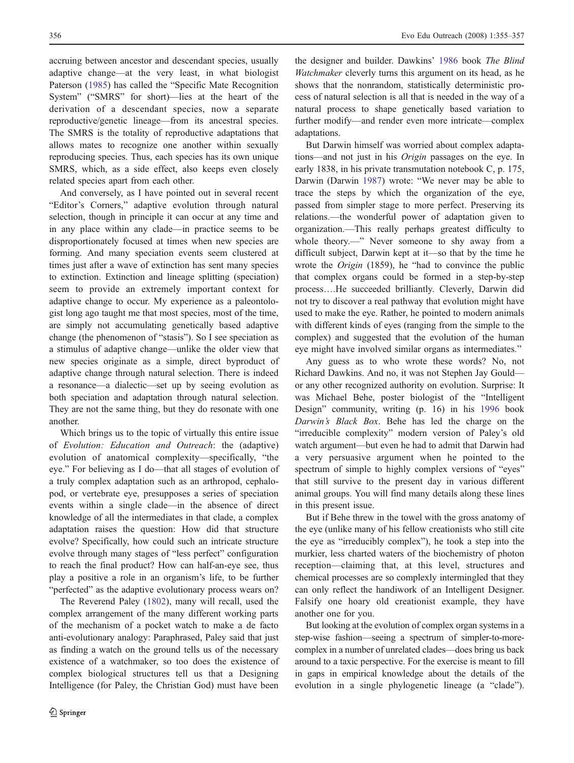accruing between ancestor and descendant species, usually adaptive change—at the very least, in what biologist Paterson (1985) has called the "Specific Mate Recognition System" ("SMRS" for short)—lies at the heart of the derivation of a descendant species, now a separate reproductive/genetic lineage—from its ancestral species. The SMRS is the totality of reproductive adaptations that allows mates to recognize one another within sexually reproducing species. Thus, each species has its own unique SMRS, which, as a side effect, also keeps even closely related species apart from each other.

And conversely, as I have pointed out in several recent "Editor's Corners," adaptive evolution through natural selection, though in principle it can occur at any time and in any place within any clade—in practice seems to be disproportionately focused at times when new species are forming. And many speciation events seem clustered at times just after a wave of extinction has sent many species to extinction. Extinction and lineage splitting (speciation) seem to provide an extremely important context for adaptive change to occur. My experience as a paleontologist long ago taught me that most species, most of the time, are simply not accumulating genetically based adaptive change (the phenomenon of "stasis"). So I see speciation as a stimulus of adaptive change—unlike the older view that new species originate as a simple, direct byproduct of adaptive change through natural selection. There is indeed a resonance—a dialectic—set up by seeing evolution as both speciation and adaptation through natural selection. They are not the same thing, but they do resonate with one another.

Which brings us to the topic of virtually this entire issue of *Evolution: Education and Outreach*: the (adaptive) evolution of anatomical complexity—specifically, "the eye." For believing as I do—that all stages of evolution of a truly complex adaptation such as an arthropod, cephalopod, or vertebrate eye, presupposes a series of speciation events within a single clade—in the absence of direct knowledge of all the intermediates in that clade, a complex adaptation raises the question: How did that structure evolve? Specifically, how could such an intricate structure evolve through many stages of "less perfect" configuration to reach the final product? How can half-an-eye see, thus play a positive a role in an organism's life, to be further "perfected" as the adaptive evolutionary process wears on?

The Reverend Paley (1802), many will recall, used the complex arrangement of the many different working parts of the mechanism of a pocket watch to make a de facto anti-evolutionary analogy: Paraphrased, Paley said that just as finding a watch on the ground tells us of the necessary existence of a watchmaker, so too does the existence of complex biological structures tell us that a Designing Intelligence (for Paley, the Christian God) must have been the designer and builder. Dawkins' 1986 book *The Blind Watchmaker* cleverly turns this argument on its head, as he shows that the nonrandom, statistically deterministic process of natural selection is all that is needed in the way of a natural process to shape genetically based variation to further modify—and render even more intricate—complex adaptations.

But Darwin himself was worried about complex adaptations—and not just in his *Origin* passages on the eye. In early 1838, in his private transmutation notebook C, p. 175, Darwin (Darwin 1987) wrote: "We never may be able to trace the steps by which the organization of the eye, passed from simpler stage to more perfect. Preserving its relations.—the wonderful power of adaptation given to organization.—This really perhaps greatest difficulty to whole theory.—" Never someone to shy away from a difficult subject, Darwin kept at it—so that by the time he wrote the *Origin* (1859), he "had to convince the public that complex organs could be formed in a step-by-step process….He succeeded brilliantly. Cleverly, Darwin did not try to discover a real pathway that evolution might have used to make the eye. Rather, he pointed to modern animals with different kinds of eyes (ranging from the simple to the complex) and suggested that the evolution of the human eye might have involved similar organs as intermediates."

Any guess as to who wrote these words? No, not Richard Dawkins. And no, it was not Stephen Jay Gould—or any other recognized authority on evolution. Surprise: It was Michael Behe, poster biologist of the "Intelligent Design" community, writing (p. 16) in his 1996 book *Darwin's Black Box*. Behe has led the charge on the "irreducible complexity" modern version of Paley's old watch argument—but even he had to admit that Darwin had a very persuasive argument when he pointed to the spectrum of simple to highly complex versions of "eyes" that still survive to the present day in various different animal groups. You will find many details along these lines in this present issue.

But if Behe threw in the towel with the gross anatomy of the eye (unlike many of his fellow creationists who still cite the eye as "irreducibly complex"), he took a step into the murkier, less charted waters of the biochemistry of photon reception—claiming that, at this level, structures and chemical processes are so complexly intermingled that they can only reflect the handiwork of an Intelligent Designer. Falsify one hoary old creationist example, they have another one for you.

But looking at the evolution of complex organ systems in a step-wise fashion—seeing a spectrum of simpler-to-more-complex in a number of unrelated clades—does bring us back around to a taxic perspective. For the exercise is meant to fill in gaps in empirical knowledge about the details of the evolution in a single phylogenetic lineage (a "clade").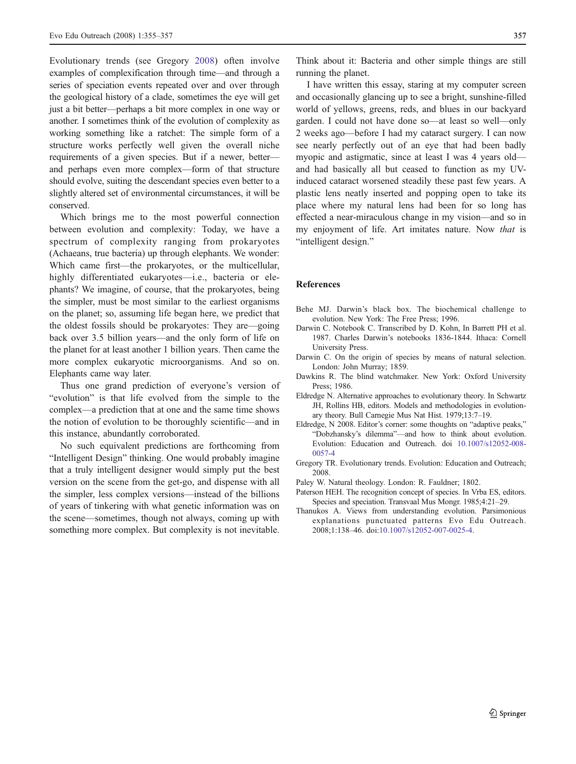Evolutionary trends (see Gregory 2008) often involve examples of complexification through time—and through a series of speciation events repeated over and over through the geological history of a clade, sometimes the eye will get just a bit better—perhaps a bit more complex in one way or another. I sometimes think of the evolution of complexity as working something like a ratchet: The simple form of a structure works perfectly well given the overall niche requirements of a given species. But if a newer, better—and perhaps even more complex—form of that structure should evolve, suiting the descendant species even better to a slightly altered set of environmental circumstances, it will be conserved.

Which brings me to the most powerful connection between evolution and complexity: Today, we have a spectrum of complexity ranging from prokaryotes (Achaeans, true bacteria) up through elephants. We wonder: Which came first—the prokaryotes, or the multicellular, highly differentiated eukaryotes—i.e., bacteria or elephants? We imagine, of course, that the prokaryotes, being the simpler, must be most similar to the earliest organisms on the planet; so, assuming life began here, we predict that the oldest fossils should be prokaryotes: They are—going back over 3.5 billion years—and the only form of life on the planet for at least another 1 billion years. Then came the more complex eukaryotic microorganisms. And so on. Elephants came way later.

Thus one grand prediction of everyone's version of "evolution" is that life evolved from the simple to the complex—a prediction that at one and the same time shows the notion of evolution to be thoroughly scientific—and in this instance, abundantly corroborated.

No such equivalent predictions are forthcoming from "Intelligent Design" thinking. One would probably imagine that a truly intelligent designer would simply put the best version on the scene from the get-go, and dispense with all the simpler, less complex versions—instead of the billions of years of tinkering with what genetic information was on the scene—sometimes, though not always, coming up with something more complex. But complexity is not inevitable. Think about it: Bacteria and other simple things are still running the planet.

I have written this essay, staring at my computer screen and occasionally glancing up to see a bright, sunshine-filled world of yellows, greens, reds, and blues in our backyard garden. I could not have done so—at least so well—only 2 weeks ago—before I had my cataract surgery. I can now see nearly perfectly out of an eye that had been badly myopic and astigmatic, since at least I was 4 years old—and had basically all but ceased to function as my UV-induced cataract worsened steadily these past few years. A plastic lens neatly inserted and popping open to take its place where my natural lens had been for so long has effected a near-miraculous change in my vision—and so in my enjoyment of life. Art imitates nature. Now *that* is "intelligent design."

## References

Behe MJ. Darwin's black box. The biochemical challenge to evolution. New York: The Free Press; 1996.

Darwin C. Notebook C. Transcribed by D. Kohn, In Barrett PH et al. 1987. Charles Darwin's notebooks 1836-1844. Ithaca: Cornell University Press.

Darwin C. On the origin of species by means of natural selection. London: John Murray; 1859.

Dawkins R. The blind watchmaker. New York: Oxford University Press; 1986.

Eldredge N. Alternative approaches to evolutionary theory. In Schwartz JH, Rollins HB, editors. Models and methodologies in evolutionary theory. Bull Carnegie Mus Nat Hist. 1979;13:7–19.

Eldredge, N 2008. Editor's corner: some thoughts on "adaptive peaks," "Dobzhansky's dilemma"—and how to think about evolution. Evolution: Education and Outreach. doi 10.1007/s12052-008-0057-4

Gregory TR. Evolutionary trends. Evolution: Education and Outreach; 2008.

Paley W. Natural theology. London: R. Fauldner; 1802.

Paterson HEH. The recognition concept of species. In Vrba ES, editors. Species and speciation. Transvaal Mus Mongr. 1985;4:21–29.

Thanukos A. Views from understanding evolution. Parsimonious explanations punctuated patterns Evo Edu Outreach. 2008;1:138–46. doi:10.1007/s12052-007-0025-4.